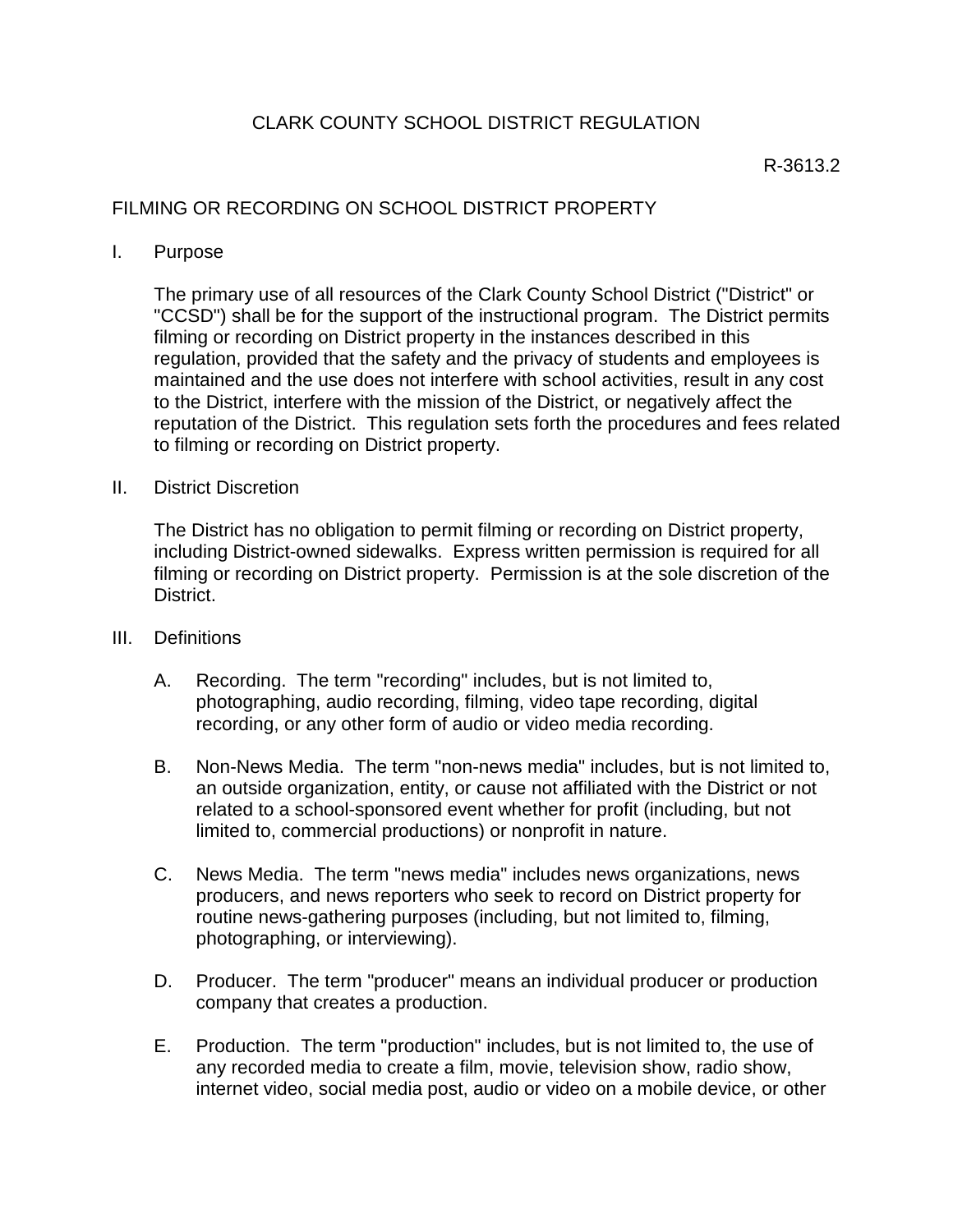# CLARK COUNTY SCHOOL DISTRICT REGULATION

R-3613.2

## FILMING OR RECORDING ON SCHOOL DISTRICT PROPERTY

### I. Purpose

The primary use of all resources of the Clark County School District ("District" or "CCSD") shall be for the support of the instructional program. The District permits filming or recording on District property in the instances described in this regulation, provided that the safety and the privacy of students and employees is maintained and the use does not interfere with school activities, result in any cost to the District, interfere with the mission of the District, or negatively affect the reputation of the District. This regulation sets forth the procedures and fees related to filming or recording on District property.

### II. District Discretion

The District has no obligation to permit filming or recording on District property, including District-owned sidewalks. Express written permission is required for all filming or recording on District property. Permission is at the sole discretion of the District.

### III. Definitions

A. Recording. The term "recording" includes, but is not limited to, photographing, audio recording, filming, video tape recording, digital recording, or any other form of audio or video media recording.

B. Non-News Media. The term "non-news media" includes, but is not limited to, an outside organization, entity, or cause not affiliated with the District or not related to a school-sponsored event whether for profit (including, but not limited to, commercial productions) or nonprofit in nature.

C. News Media. The term "news media" includes news organizations, news producers, and news reporters who seek to record on District property for routine news-gathering purposes (including, but not limited to, filming, photographing, or interviewing).

D. Producer. The term "producer" means an individual producer or production company that creates a production.

E. Production. The term "production" includes, but is not limited to, the use of any recorded media to create a film, movie, television show, radio show, internet video, social media post, audio or video on a mobile device, or other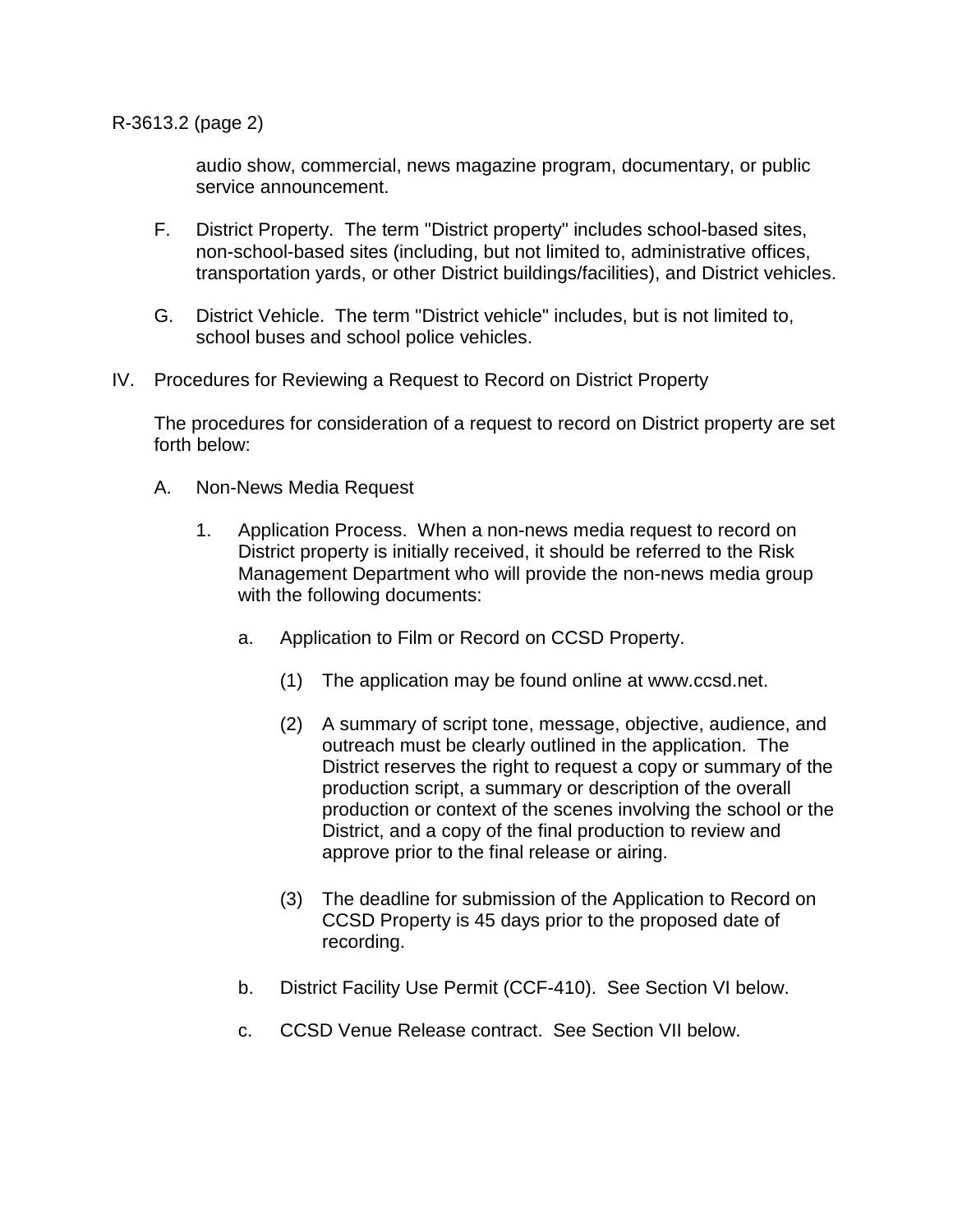audio show, commercial, news magazine program, documentary, or public service announcement.

F. District Property. The term "District property" includes school-based sites, non-school-based sites (including, but not limited to, administrative offices, transportation yards, or other District buildings/facilities), and District vehicles.

G. District Vehicle. The term "District vehicle" includes, but is not limited to, school buses and school police vehicles.

## IV. Procedures for Reviewing a Request to Record on District Property

The procedures for consideration of a request to record on District property are set forth below:

A. Non-News Media Request

1. Application Process. When a non-news media request to record on District property is initially received, it should be referred to the Risk Management Department who will provide the non-news media group with the following documents:

   a. Application to Film or Record on CCSD Property.

      (1) The application may be found online at www.ccsd.net.

      (2) A summary of script tone, message, objective, audience, and outreach must be clearly outlined in the application. The District reserves the right to request a copy or summary of the production script, a summary or description of the overall production or context of the scenes involving the school or the District, and a copy of the final production to review and approve prior to the final release or airing.

      (3) The deadline for submission of the Application to Record on CCSD Property is 45 days prior to the proposed date of recording.

   b. District Facility Use Permit (CCF-410). See Section VI below.

   c. CCSD Venue Release contract. See Section VII below.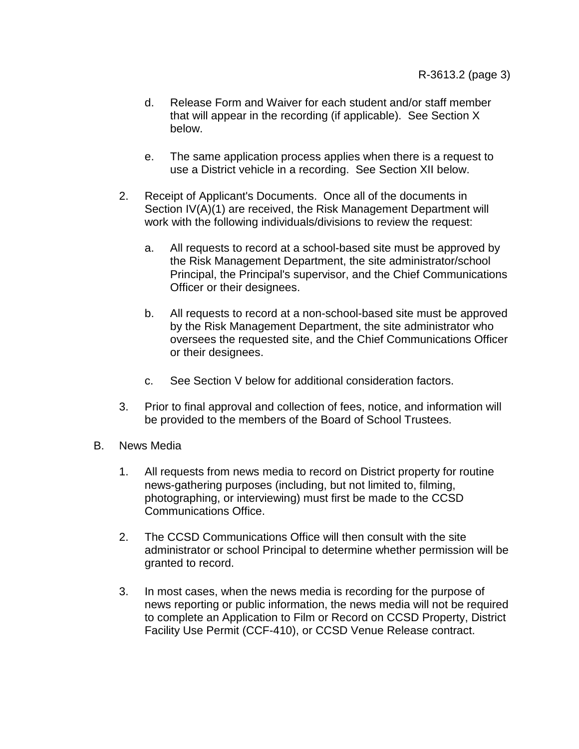d. Release Form and Waiver for each student and/or staff member that will appear in the recording (if applicable). See Section X below.

e. The same application process applies when there is a request to use a District vehicle in a recording. See Section XII below.

2. Receipt of Applicant's Documents. Once all of the documents in Section IV(A)(1) are received, the Risk Management Department will work with the following individuals/divisions to review the request:

   a. All requests to record at a school-based site must be approved by the Risk Management Department, the site administrator/school Principal, the Principal's supervisor, and the Chief Communications Officer or their designees.

   b. All requests to record at a non-school-based site must be approved by the Risk Management Department, the site administrator who oversees the requested site, and the Chief Communications Officer or their designees.

   c. See Section V below for additional consideration factors.

3. Prior to final approval and collection of fees, notice, and information will be provided to the members of the Board of School Trustees.

B. News Media

1. All requests from news media to record on District property for routine news-gathering purposes (including, but not limited to, filming, photographing, or interviewing) must first be made to the CCSD Communications Office.

2. The CCSD Communications Office will then consult with the site administrator or school Principal to determine whether permission will be granted to record.

3. In most cases, when the news media is recording for the purpose of news reporting or public information, the news media will not be required to complete an Application to Film or Record on CCSD Property, District Facility Use Permit (CCF-410), or CCSD Venue Release contract.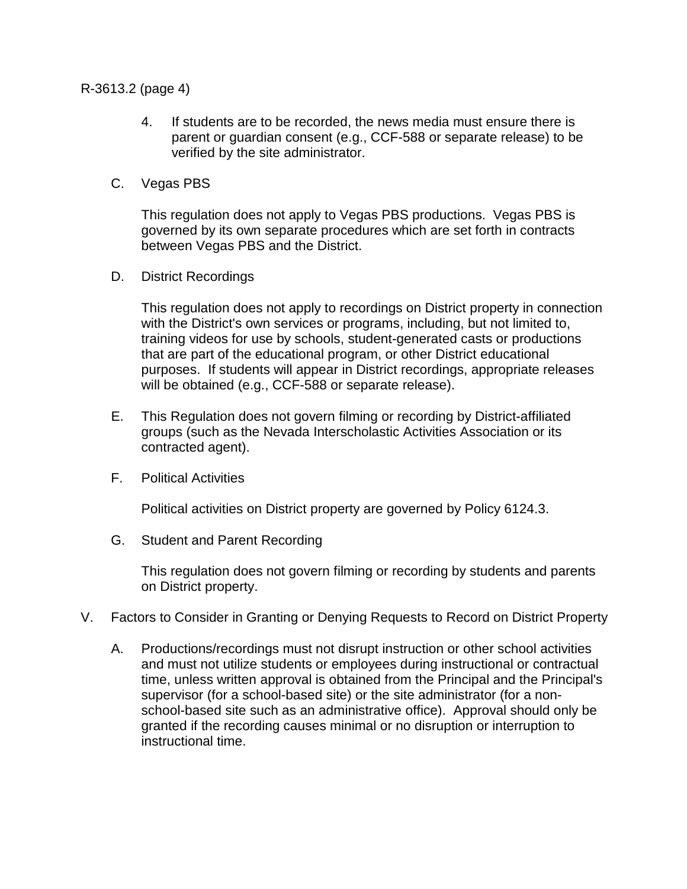4. If students are to be recorded, the news media must ensure there is parent or guardian consent (e.g., CCF-588 or separate release) to be verified by the site administrator.

C. Vegas PBS

This regulation does not apply to Vegas PBS productions. Vegas PBS is governed by its own separate procedures which are set forth in contracts between Vegas PBS and the District.

D. District Recordings

This regulation does not apply to recordings on District property in connection with the District's own services or programs, including, but not limited to, training videos for use by schools, student-generated casts or productions that are part of the educational program, or other District educational purposes. If students will appear in District recordings, appropriate releases will be obtained (e.g., CCF-588 or separate release).

E. This Regulation does not govern filming or recording by District-affiliated groups (such as the Nevada Interscholastic Activities Association or its contracted agent).

F. Political Activities

Political activities on District property are governed by Policy 6124.3.

G. Student and Parent Recording

This regulation does not govern filming or recording by students and parents on District property.

V. Factors to Consider in Granting or Denying Requests to Record on District Property

A. Productions/recordings must not disrupt instruction or other school activities and must not utilize students or employees during instructional or contractual time, unless written approval is obtained from the Principal and the Principal's supervisor (for a school-based site) or the site administrator (for a non-school-based site such as an administrative office). Approval should only be granted if the recording causes minimal or no disruption or interruption to instructional time.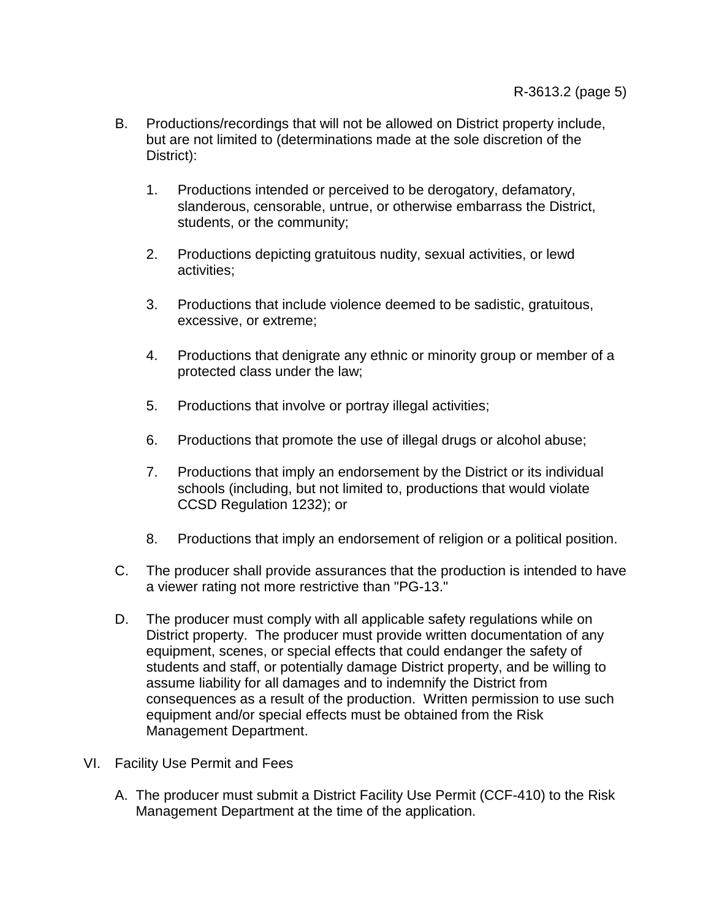B. Productions/recordings that will not be allowed on District property include, but are not limited to (determinations made at the sole discretion of the District):

   1. Productions intended or perceived to be derogatory, defamatory, slanderous, censorable, untrue, or otherwise embarrass the District, students, or the community;

   2. Productions depicting gratuitous nudity, sexual activities, or lewd activities;

   3. Productions that include violence deemed to be sadistic, gratuitous, excessive, or extreme;

   4. Productions that denigrate any ethnic or minority group or member of a protected class under the law;

   5. Productions that involve or portray illegal activities;

   6. Productions that promote the use of illegal drugs or alcohol abuse;

   7. Productions that imply an endorsement by the District or its individual schools (including, but not limited to, productions that would violate CCSD Regulation 1232); or

   8. Productions that imply an endorsement of religion or a political position.

C. The producer shall provide assurances that the production is intended to have a viewer rating not more restrictive than "PG-13."

D. The producer must comply with all applicable safety regulations while on District property. The producer must provide written documentation of any equipment, scenes, or special effects that could endanger the safety of students and staff, or potentially damage District property, and be willing to assume liability for all damages and to indemnify the District from consequences as a result of the production. Written permission to use such equipment and/or special effects must be obtained from the Risk Management Department.

VI. Facility Use Permit and Fees

A. The producer must submit a District Facility Use Permit (CCF-410) to the Risk Management Department at the time of the application.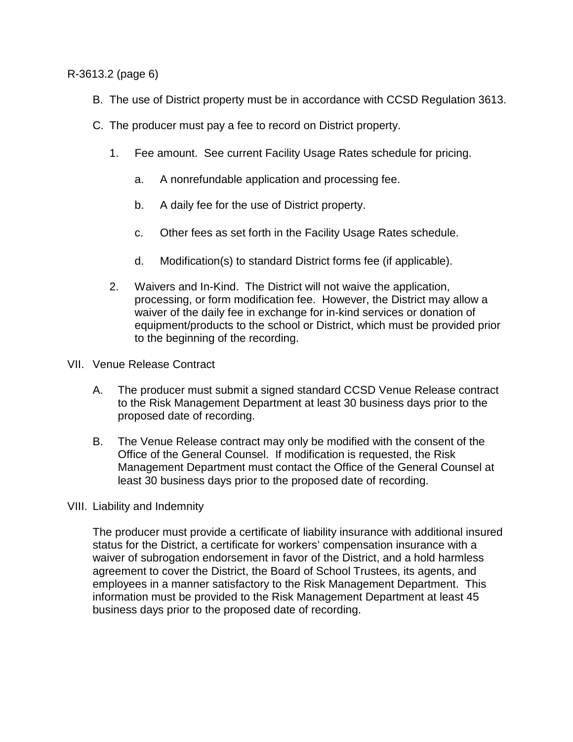B. The use of District property must be in accordance with CCSD Regulation 3613.

C. The producer must pay a fee to record on District property.

   1. Fee amount. See current Facility Usage Rates schedule for pricing.

      a. A nonrefundable application and processing fee.

      b. A daily fee for the use of District property.

      c. Other fees as set forth in the Facility Usage Rates schedule.

      d. Modification(s) to standard District forms fee (if applicable).

   2. Waivers and In-Kind. The District will not waive the application, processing, or form modification fee. However, the District may allow a waiver of the daily fee in exchange for in-kind services or donation of equipment/products to the school or District, which must be provided prior to the beginning of the recording.

VII. Venue Release Contract

A. The producer must submit a signed standard CCSD Venue Release contract to the Risk Management Department at least 30 business days prior to the proposed date of recording.

B. The Venue Release contract may only be modified with the consent of the Office of the General Counsel. If modification is requested, the Risk Management Department must contact the Office of the General Counsel at least 30 business days prior to the proposed date of recording.

VIII. Liability and Indemnity

The producer must provide a certificate of liability insurance with additional insured status for the District, a certificate for workers' compensation insurance with a waiver of subrogation endorsement in favor of the District, and a hold harmless agreement to cover the District, the Board of School Trustees, its agents, and employees in a manner satisfactory to the Risk Management Department. This information must be provided to the Risk Management Department at least 45 business days prior to the proposed date of recording.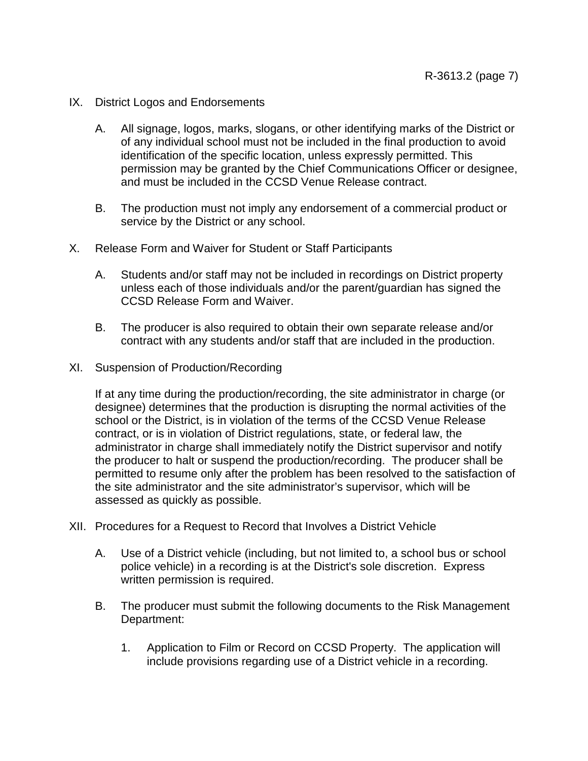## IX. District Logos and Endorsements

A. All signage, logos, marks, slogans, or other identifying marks of the District or of any individual school must not be included in the final production to avoid identification of the specific location, unless expressly permitted. This permission may be granted by the Chief Communications Officer or designee, and must be included in the CCSD Venue Release contract.

B. The production must not imply any endorsement of a commercial product or service by the District or any school.

## X. Release Form and Waiver for Student or Staff Participants

A. Students and/or staff may not be included in recordings on District property unless each of those individuals and/or the parent/guardian has signed the CCSD Release Form and Waiver.

B. The producer is also required to obtain their own separate release and/or contract with any students and/or staff that are included in the production.

## XI. Suspension of Production/Recording

If at any time during the production/recording, the site administrator in charge (or designee) determines that the production is disrupting the normal activities of the school or the District, is in violation of the terms of the CCSD Venue Release contract, or is in violation of District regulations, state, or federal law, the administrator in charge shall immediately notify the District supervisor and notify the producer to halt or suspend the production/recording. The producer shall be permitted to resume only after the problem has been resolved to the satisfaction of the site administrator and the site administrator's supervisor, which will be assessed as quickly as possible.

## XII. Procedures for a Request to Record that Involves a District Vehicle

A. Use of a District vehicle (including, but not limited to, a school bus or school police vehicle) in a recording is at the District's sole discretion. Express written permission is required.

B. The producer must submit the following documents to the Risk Management Department:

1. Application to Film or Record on CCSD Property. The application will include provisions regarding use of a District vehicle in a recording.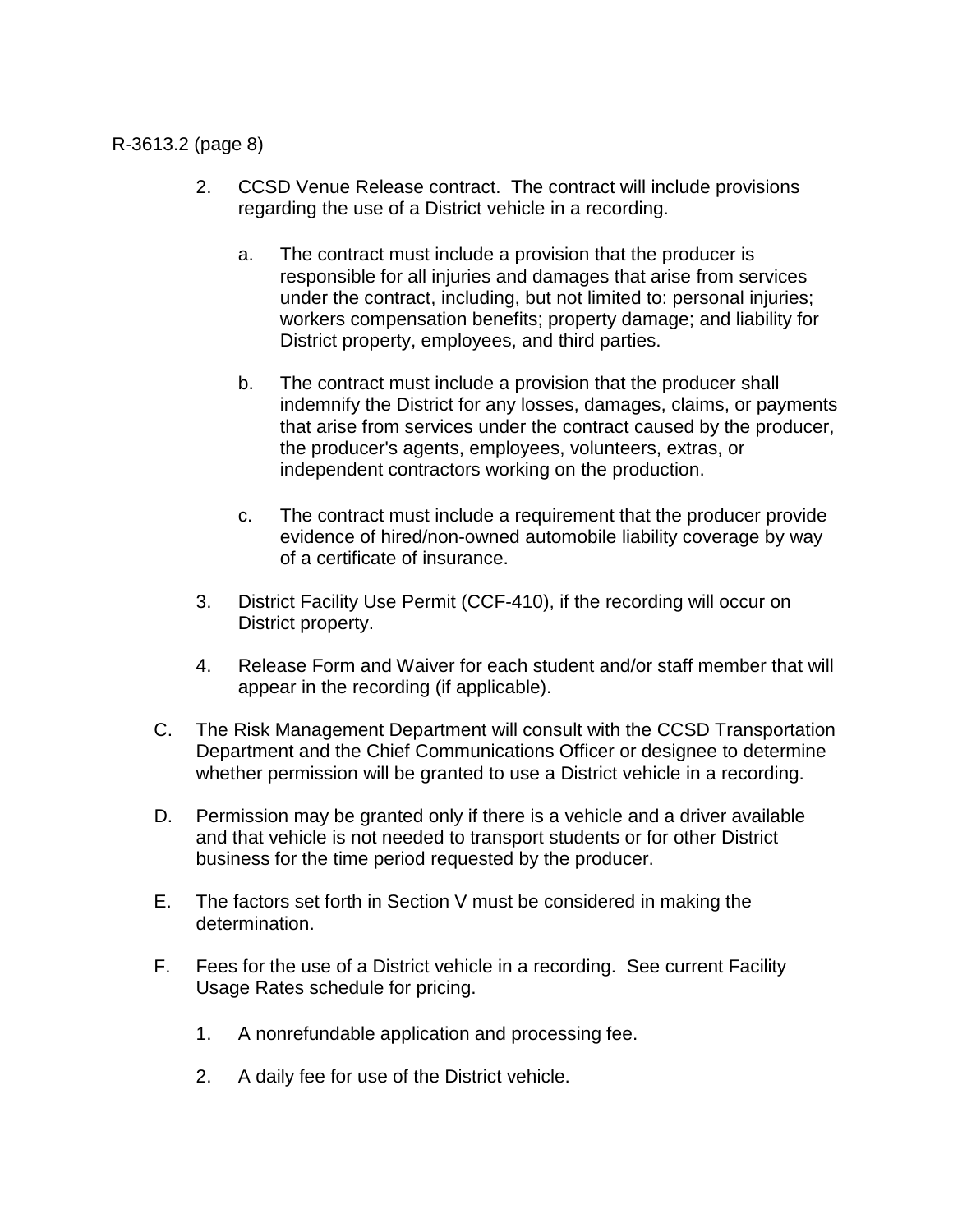2. CCSD Venue Release contract. The contract will include provisions regarding the use of a District vehicle in a recording.

   a. The contract must include a provision that the producer is responsible for all injuries and damages that arise from services under the contract, including, but not limited to: personal injuries; workers compensation benefits; property damage; and liability for District property, employees, and third parties.

   b. The contract must include a provision that the producer shall indemnify the District for any losses, damages, claims, or payments that arise from services under the contract caused by the producer, the producer's agents, employees, volunteers, extras, or independent contractors working on the production.

   c. The contract must include a requirement that the producer provide evidence of hired/non-owned automobile liability coverage by way of a certificate of insurance.

3. District Facility Use Permit (CCF-410), if the recording will occur on District property.

4. Release Form and Waiver for each student and/or staff member that will appear in the recording (if applicable).

C. The Risk Management Department will consult with the CCSD Transportation Department and the Chief Communications Officer or designee to determine whether permission will be granted to use a District vehicle in a recording.

D. Permission may be granted only if there is a vehicle and a driver available and that vehicle is not needed to transport students or for other District business for the time period requested by the producer.

E. The factors set forth in Section V must be considered in making the determination.

F. Fees for the use of a District vehicle in a recording. See current Facility Usage Rates schedule for pricing.

   1. A nonrefundable application and processing fee.

   2. A daily fee for use of the District vehicle.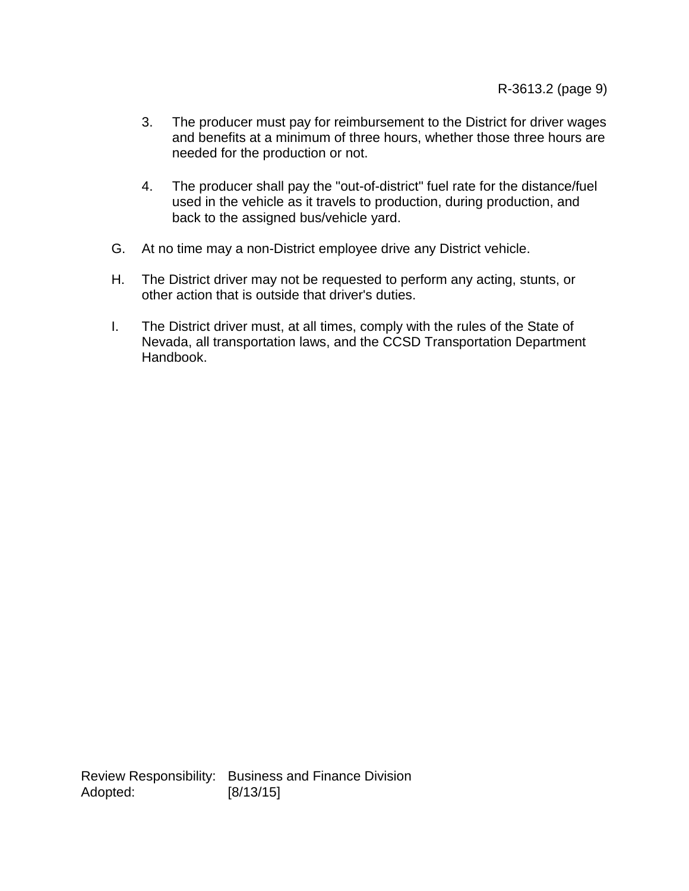3. The producer must pay for reimbursement to the District for driver wages and benefits at a minimum of three hours, whether those three hours are needed for the production or not.

4. The producer shall pay the "out-of-district" fuel rate for the distance/fuel used in the vehicle as it travels to production, during production, and back to the assigned bus/vehicle yard.

G. At no time may a non-District employee drive any District vehicle.

H. The District driver may not be requested to perform any acting, stunts, or other action that is outside that driver's duties.

I. The District driver must, at all times, comply with the rules of the State of Nevada, all transportation laws, and the CCSD Transportation Department Handbook.

Review Responsibility: Business and Finance Division
Adopted: [8/13/15]